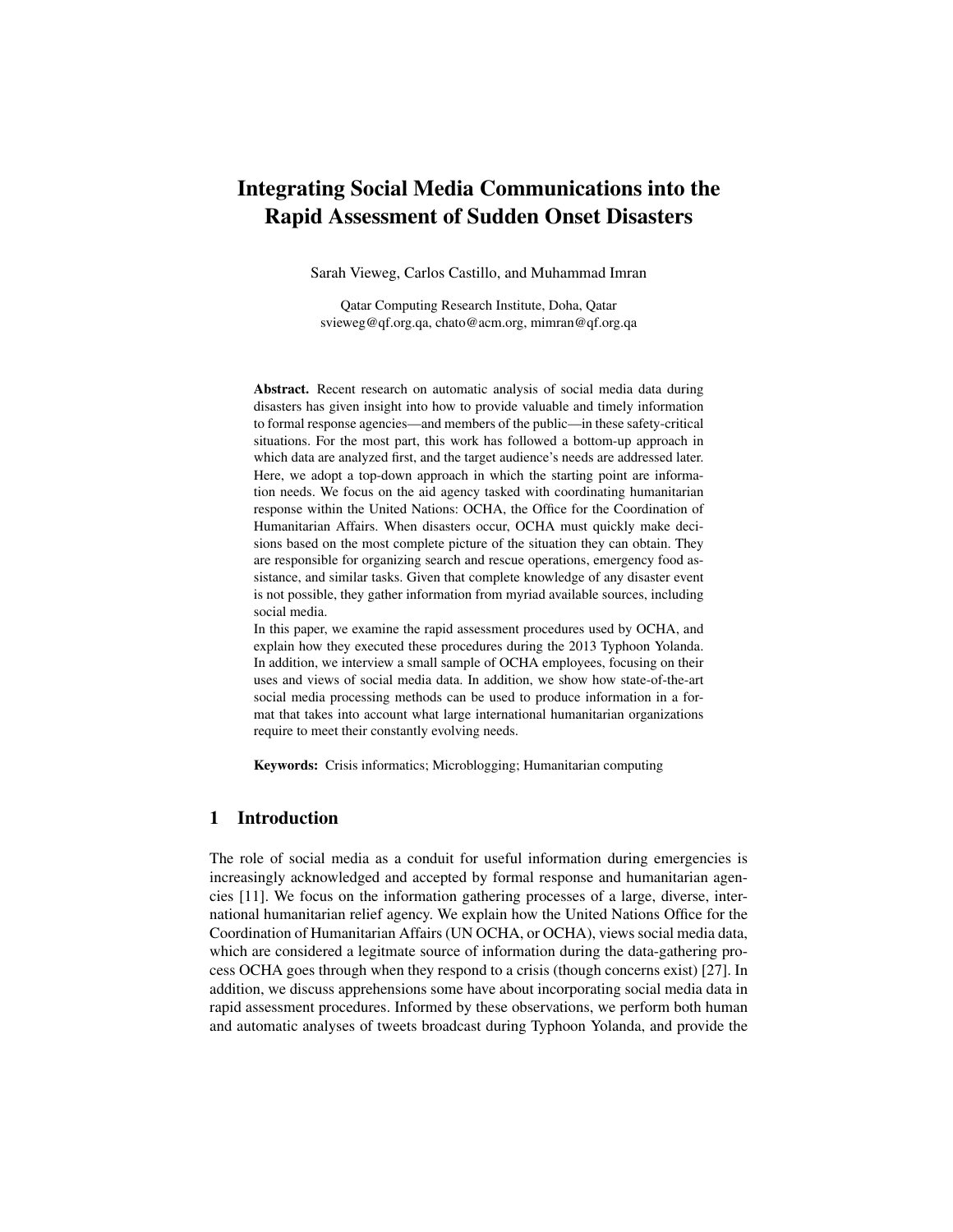# Integrating Social Media Communications into the Rapid Assessment of Sudden Onset Disasters

Sarah Vieweg, Carlos Castillo, and Muhammad Imran

Qatar Computing Research Institute, Doha, Qatar
svieweg@qf.org.qa, chato@acm.org, mimran@qf.org.qa

**Abstract.** Recent research on automatic analysis of social media data during disasters has given insight into how to provide valuable and timely information to formal response agencies—and members of the public—in these safety-critical situations. For the most part, this work has followed a bottom-up approach in which data are analyzed first, and the target audience's needs are addressed later. Here, we adopt a top-down approach in which the starting point are information needs. We focus on the aid agency tasked with coordinating humanitarian response within the United Nations: OCHA, the Office for the Coordination of Humanitarian Affairs. When disasters occur, OCHA must quickly make decisions based on the most complete picture of the situation they can obtain. They are responsible for organizing search and rescue operations, emergency food assistance, and similar tasks. Given that complete knowledge of any disaster event is not possible, they gather information from myriad available sources, including social media.

In this paper, we examine the rapid assessment procedures used by OCHA, and explain how they executed these procedures during the 2013 Typhoon Yolanda. In addition, we interview a small sample of OCHA employees, focusing on their uses and views of social media data. In addition, we show how state-of-the-art social media processing methods can be used to produce information in a format that takes into account what large international humanitarian organizations require to meet their constantly evolving needs.

**Keywords:** Crisis informatics; Microblogging; Humanitarian computing

## 1 Introduction

The role of social media as a conduit for useful information during emergencies is increasingly acknowledged and accepted by formal response and humanitarian agencies [11]. We focus on the information gathering processes of a large, diverse, international humanitarian relief agency. We explain how the United Nations Office for the Coordination of Humanitarian Affairs (UN OCHA, or OCHA), views social media data, which are considered a legitmate source of information during the data-gathering process OCHA goes through when they respond to a crisis (though concerns exist) [27]. In addition, we discuss apprehensions some have about incorporating social media data in rapid assessment procedures. Informed by these observations, we perform both human and automatic analyses of tweets broadcast during Typhoon Yolanda, and provide the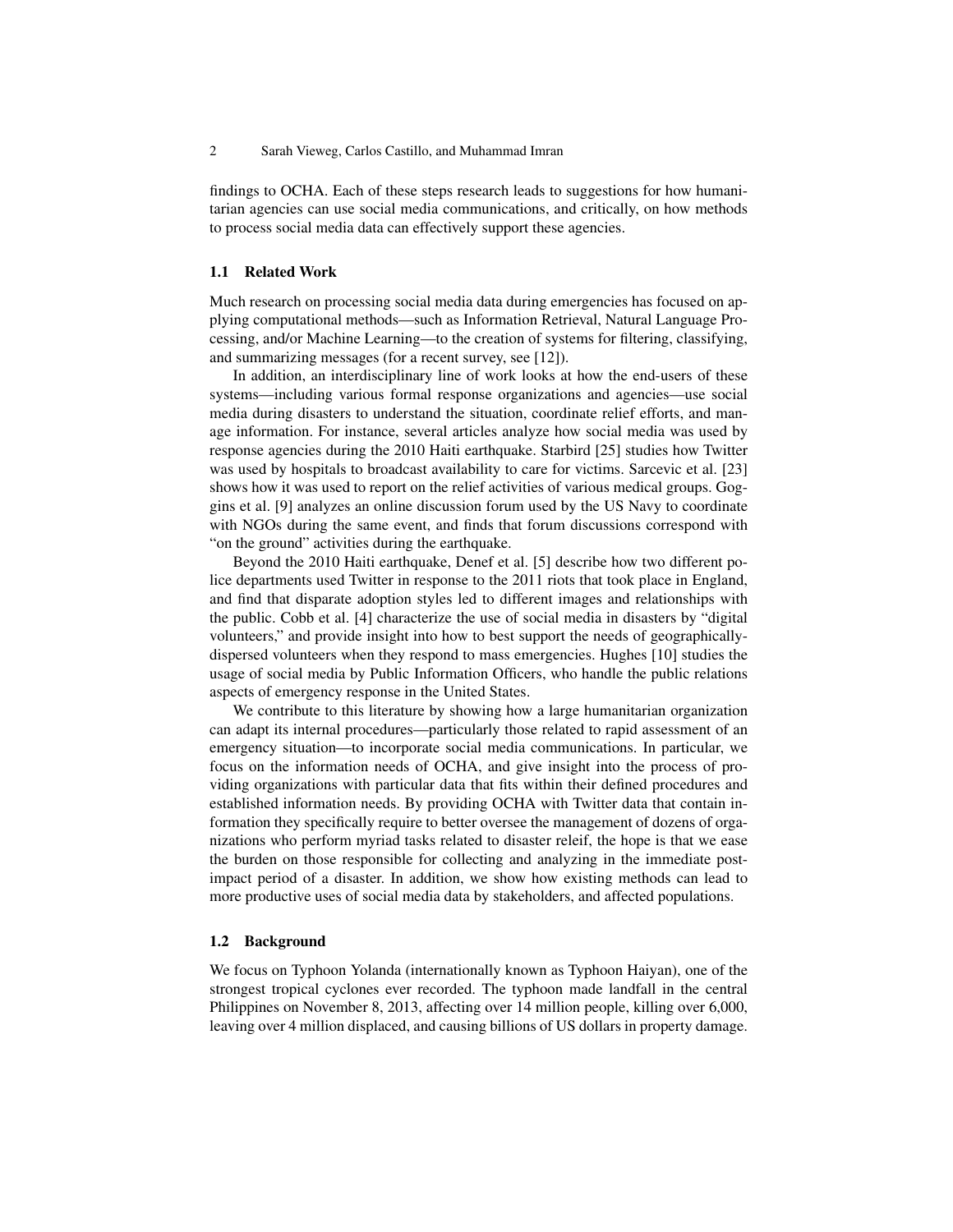findings to OCHA. Each of these steps research leads to suggestions for how humanitarian agencies can use social media communications, and critically, on how methods to process social media data can effectively support these agencies.

### 1.1 Related Work

Much research on processing social media data during emergencies has focused on applying computational methods—such as Information Retrieval, Natural Language Processing, and/or Machine Learning—to the creation of systems for filtering, classifying, and summarizing messages (for a recent survey, see [12]).

In addition, an interdisciplinary line of work looks at how the end-users of these systems—including various formal response organizations and agencies—use social media during disasters to understand the situation, coordinate relief efforts, and manage information. For instance, several articles analyze how social media was used by response agencies during the 2010 Haiti earthquake. Starbird [25] studies how Twitter was used by hospitals to broadcast availability to care for victims. Sarcevic et al. [23] shows how it was used to report on the relief activities of various medical groups. Goggins et al. [9] analyzes an online discussion forum used by the US Navy to coordinate with NGOs during the same event, and finds that forum discussions correspond with "on the ground" activities during the earthquake.

Beyond the 2010 Haiti earthquake, Denef et al. [5] describe how two different police departments used Twitter in response to the 2011 riots that took place in England, and find that disparate adoption styles led to different images and relationships with the public. Cobb et al. [4] characterize the use of social media in disasters by "digital volunteers," and provide insight into how to best support the needs of geographically-dispersed volunteers when they respond to mass emergencies. Hughes [10] studies the usage of social media by Public Information Officers, who handle the public relations aspects of emergency response in the United States.

We contribute to this literature by showing how a large humanitarian organization can adapt its internal procedures—particularly those related to rapid assessment of an emergency situation—to incorporate social media communications. In particular, we focus on the information needs of OCHA, and give insight into the process of providing organizations with particular data that fits within their defined procedures and established information needs. By providing OCHA with Twitter data that contain information they specifically require to better oversee the management of dozens of organizations who perform myriad tasks related to disaster releif, the hope is that we ease the burden on those responsible for collecting and analyzing in the immediate post-impact period of a disaster. In addition, we show how existing methods can lead to more productive uses of social media data by stakeholders, and affected populations.

### 1.2 Background

We focus on Typhoon Yolanda (internationally known as Typhoon Haiyan), one of the strongest tropical cyclones ever recorded. The typhoon made landfall in the central Philippines on November 8, 2013, affecting over 14 million people, killing over 6,000, leaving over 4 million displaced, and causing billions of US dollars in property damage.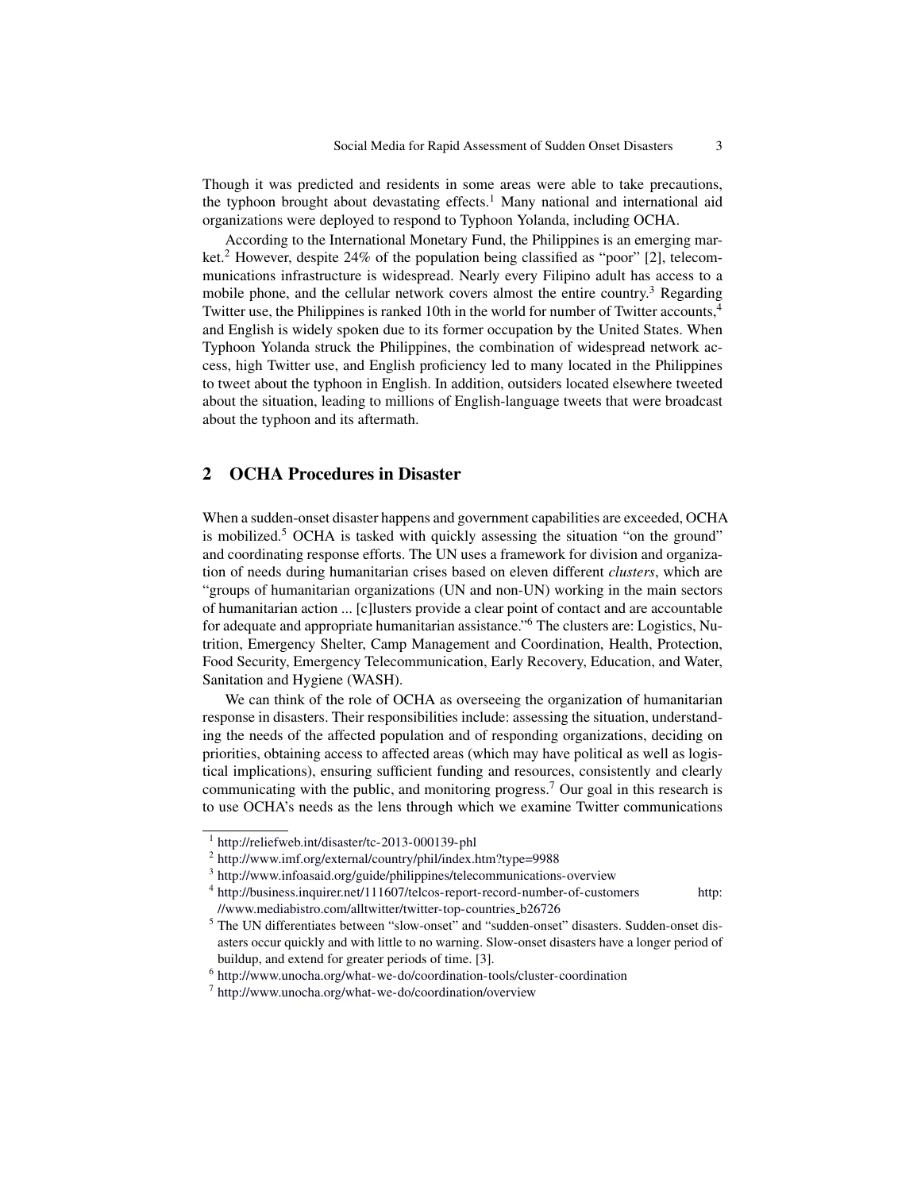Though it was predicted and residents in some areas were able to take precautions, the typhoon brought about devastating effects.[1] Many national and international aid organizations were deployed to respond to Typhoon Yolanda, including OCHA.

According to the International Monetary Fund, the Philippines is an emerging market.[2] However, despite 24% of the population being classified as "poor" [2], telecommunications infrastructure is widespread. Nearly every Filipino adult has access to a mobile phone, and the cellular network covers almost the entire country.[3] Regarding Twitter use, the Philippines is ranked 10th in the world for number of Twitter accounts,[4] and English is widely spoken due to its former occupation by the United States. When Typhoon Yolanda struck the Philippines, the combination of widespread network access, high Twitter use, and English proficiency led to many located in the Philippines to tweet about the typhoon in English. In addition, outsiders located elsewhere tweeted about the situation, leading to millions of English-language tweets that were broadcast about the typhoon and its aftermath.

## 2 OCHA Procedures in Disaster

When a sudden-onset disaster happens and government capabilities are exceeded, OCHA is mobilized.[5] OCHA is tasked with quickly assessing the situation "on the ground" and coordinating response efforts. The UN uses a framework for division and organization of needs during humanitarian crises based on eleven different *clusters*, which are "groups of humanitarian organizations (UN and non-UN) working in the main sectors of humanitarian action ... [c]lusters provide a clear point of contact and are accountable for adequate and appropriate humanitarian assistance."[6] The clusters are: Logistics, Nutrition, Emergency Shelter, Camp Management and Coordination, Health, Protection, Food Security, Emergency Telecommunication, Early Recovery, Education, and Water, Sanitation and Hygiene (WASH).

We can think of the role of OCHA as overseeing the organization of humanitarian response in disasters. Their responsibilities include: assessing the situation, understanding the needs of the affected population and of responding organizations, deciding on priorities, obtaining access to affected areas (which may have political as well as logistical implications), ensuring sufficient funding and resources, consistently and clearly communicating with the public, and monitoring progress.[7] Our goal in this research is to use OCHA's needs as the lens through which we examine Twitter communications

---

[1] http://reliefweb.int/disaster/tc-2013-000139-phl

[2] http://www.imf.org/external/country/phil/index.htm?type=9988

[3] http://www.infoasaid.org/guide/philippines/telecommunications-overview

[4] http://business.inquirer.net/111607/telcos-report-record-number-of-customers http://www.mediabistro.com/alltwitter/twitter-top-countries_b26726

[5] The UN differentiates between "slow-onset" and "sudden-onset" disasters. Sudden-onset disasters occur quickly and with little to no warning. Slow-onset disasters have a longer period of buildup, and extend for greater periods of time. [3].

[6] http://www.unocha.org/what-we-do/coordination-tools/cluster-coordination

[7] http://www.unocha.org/what-we-do/coordination/overview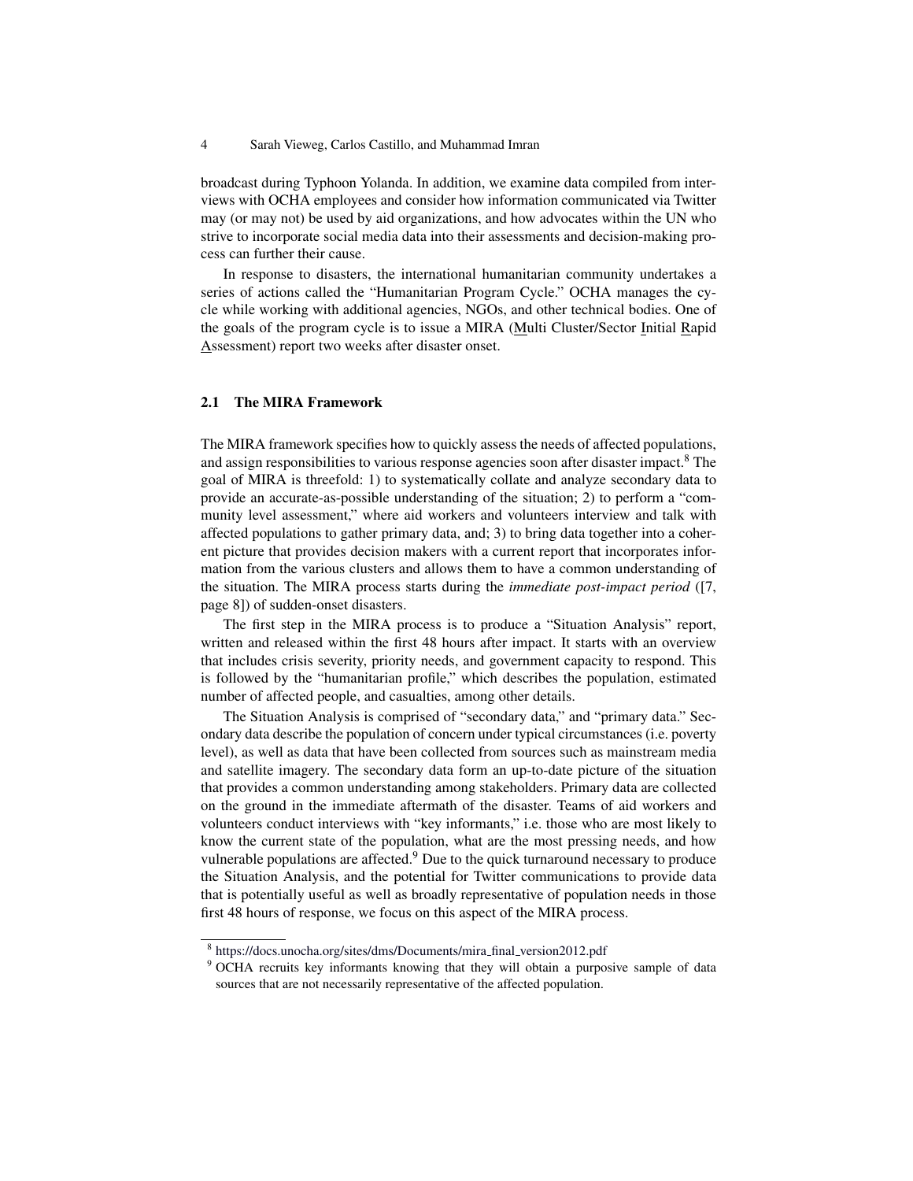broadcast during Typhoon Yolanda. In addition, we examine data compiled from interviews with OCHA employees and consider how information communicated via Twitter may (or may not) be used by aid organizations, and how advocates within the UN who strive to incorporate social media data into their assessments and decision-making process can further their cause.

In response to disasters, the international humanitarian community undertakes a series of actions called the "Humanitarian Program Cycle." OCHA manages the cycle while working with additional agencies, NGOs, and other technical bodies. One of the goals of the program cycle is to issue a MIRA (Multi Cluster/Sector Initial Rapid Assessment) report two weeks after disaster onset.

### 2.1 The MIRA Framework

The MIRA framework specifies how to quickly assess the needs of affected populations, and assign responsibilities to various response agencies soon after disaster impact.[8] The goal of MIRA is threefold: 1) to systematically collate and analyze secondary data to provide an accurate-as-possible understanding of the situation; 2) to perform a "community level assessment," where aid workers and volunteers interview and talk with affected populations to gather primary data, and; 3) to bring data together into a coherent picture that provides decision makers with a current report that incorporates information from the various clusters and allows them to have a common understanding of the situation. The MIRA process starts during the *immediate post-impact period* ([7, page 8]) of sudden-onset disasters.

The first step in the MIRA process is to produce a "Situation Analysis" report, written and released within the first 48 hours after impact. It starts with an overview that includes crisis severity, priority needs, and government capacity to respond. This is followed by the "humanitarian profile," which describes the population, estimated number of affected people, and casualties, among other details.

The Situation Analysis is comprised of "secondary data," and "primary data." Secondary data describe the population of concern under typical circumstances (i.e. poverty level), as well as data that have been collected from sources such as mainstream media and satellite imagery. The secondary data form an up-to-date picture of the situation that provides a common understanding among stakeholders. Primary data are collected on the ground in the immediate aftermath of the disaster. Teams of aid workers and volunteers conduct interviews with "key informants," i.e. those who are most likely to know the current state of the population, what are the most pressing needs, and how vulnerable populations are affected.[9] Due to the quick turnaround necessary to produce the Situation Analysis, and the potential for Twitter communications to provide data that is potentially useful as well as broadly representative of population needs in those first 48 hours of response, we focus on this aspect of the MIRA process.

---

[8] https://docs.unocha.org/sites/dms/Documents/mira_final_version2012.pdf

[9] OCHA recruits key informants knowing that they will obtain a purposive sample of data sources that are not necessarily representative of the affected population.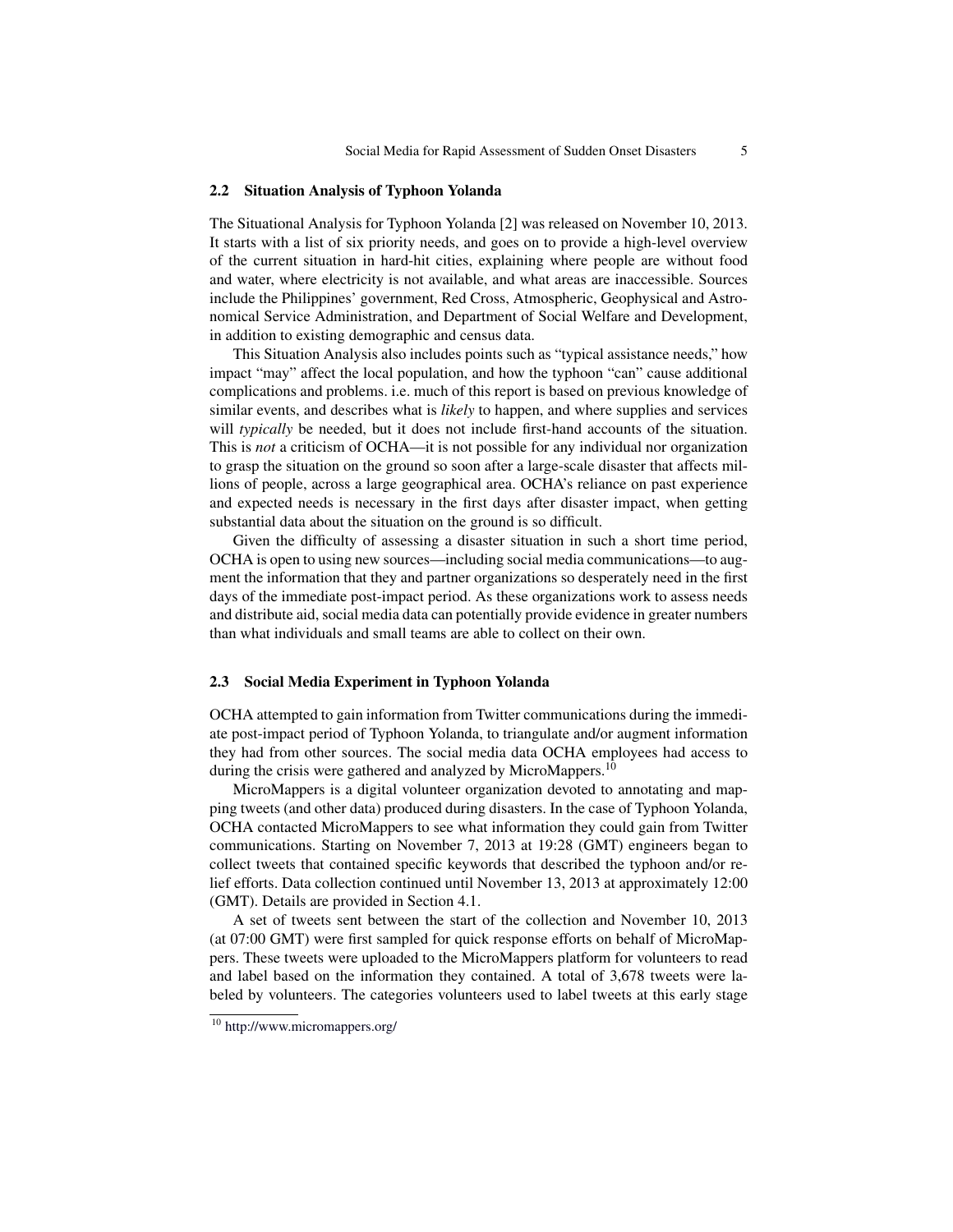### 2.2 Situation Analysis of Typhoon Yolanda

The Situational Analysis for Typhoon Yolanda [2] was released on November 10, 2013. It starts with a list of six priority needs, and goes on to provide a high-level overview of the current situation in hard-hit cities, explaining where people are without food and water, where electricity is not available, and what areas are inaccessible. Sources include the Philippines' government, Red Cross, Atmospheric, Geophysical and Astronomical Service Administration, and Department of Social Welfare and Development, in addition to existing demographic and census data.

This Situation Analysis also includes points such as "typical assistance needs," how impact "may" affect the local population, and how the typhoon "can" cause additional complications and problems. i.e. much of this report is based on previous knowledge of similar events, and describes what is *likely* to happen, and where supplies and services will *typically* be needed, but it does not include first-hand accounts of the situation. This is *not* a criticism of OCHA—it is not possible for any individual nor organization to grasp the situation on the ground so soon after a large-scale disaster that affects millions of people, across a large geographical area. OCHA's reliance on past experience and expected needs is necessary in the first days after disaster impact, when getting substantial data about the situation on the ground is so difficult.

Given the difficulty of assessing a disaster situation in such a short time period, OCHA is open to using new sources—including social media communications—to augment the information that they and partner organizations so desperately need in the first days of the immediate post-impact period. As these organizations work to assess needs and distribute aid, social media data can potentially provide evidence in greater numbers than what individuals and small teams are able to collect on their own.

### 2.3 Social Media Experiment in Typhoon Yolanda

OCHA attempted to gain information from Twitter communications during the immediate post-impact period of Typhoon Yolanda, to triangulate and/or augment information they had from other sources. The social media data OCHA employees had access to during the crisis were gathered and analyzed by MicroMappers.[10]

MicroMappers is a digital volunteer organization devoted to annotating and mapping tweets (and other data) produced during disasters. In the case of Typhoon Yolanda, OCHA contacted MicroMappers to see what information they could gain from Twitter communications. Starting on November 7, 2013 at 19:28 (GMT) engineers began to collect tweets that contained specific keywords that described the typhoon and/or relief efforts. Data collection continued until November 13, 2013 at approximately 12:00 (GMT). Details are provided in Section 4.1.

A set of tweets sent between the start of the collection and November 10, 2013 (at 07:00 GMT) were first sampled for quick response efforts on behalf of MicroMappers. These tweets were uploaded to the MicroMappers platform for volunteers to read and label based on the information they contained. A total of 3,678 tweets were labeled by volunteers. The categories volunteers used to label tweets at this early stage

[10] http://www.micromappers.org/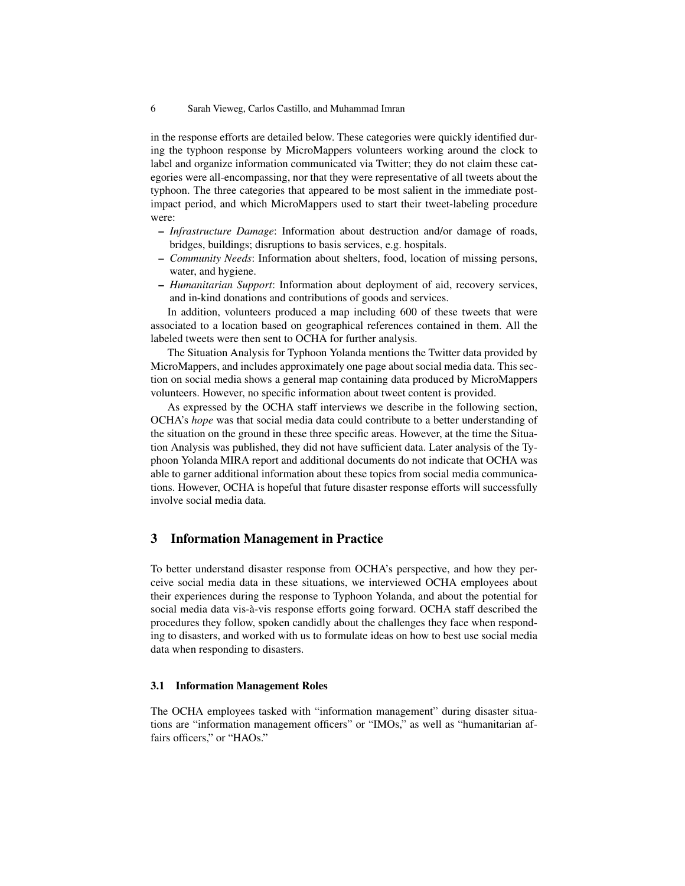in the response efforts are detailed below. These categories were quickly identified during the typhoon response by MicroMappers volunteers working around the clock to label and organize information communicated via Twitter; they do not claim these categories were all-encompassing, nor that they were representative of all tweets about the typhoon. The three categories that appeared to be most salient in the immediate post-impact period, and which MicroMappers used to start their tweet-labeling procedure were:

- *Infrastructure Damage*: Information about destruction and/or damage of roads, bridges, buildings; disruptions to basis services, e.g. hospitals.
- *Community Needs*: Information about shelters, food, location of missing persons, water, and hygiene.
- *Humanitarian Support*: Information about deployment of aid, recovery services, and in-kind donations and contributions of goods and services.

In addition, volunteers produced a map including 600 of these tweets that were associated to a location based on geographical references contained in them. All the labeled tweets were then sent to OCHA for further analysis.

The Situation Analysis for Typhoon Yolanda mentions the Twitter data provided by MicroMappers, and includes approximately one page about social media data. This section on social media shows a general map containing data produced by MicroMappers volunteers. However, no specific information about tweet content is provided.

As expressed by the OCHA staff interviews we describe in the following section, OCHA's *hope* was that social media data could contribute to a better understanding of the situation on the ground in these three specific areas. However, at the time the Situation Analysis was published, they did not have sufficient data. Later analysis of the Typhoon Yolanda MIRA report and additional documents do not indicate that OCHA was able to garner additional information about these topics from social media communications. However, OCHA is hopeful that future disaster response efforts will successfully involve social media data.

## 3 Information Management in Practice

To better understand disaster response from OCHA's perspective, and how they perceive social media data in these situations, we interviewed OCHA employees about their experiences during the response to Typhoon Yolanda, and about the potential for social media data vis-à-vis response efforts going forward. OCHA staff described the procedures they follow, spoken candidly about the challenges they face when responding to disasters, and worked with us to formulate ideas on how to best use social media data when responding to disasters.

### 3.1 Information Management Roles

The OCHA employees tasked with "information management" during disaster situations are "information management officers" or "IMOs," as well as "humanitarian affairs officers," or "HAOs."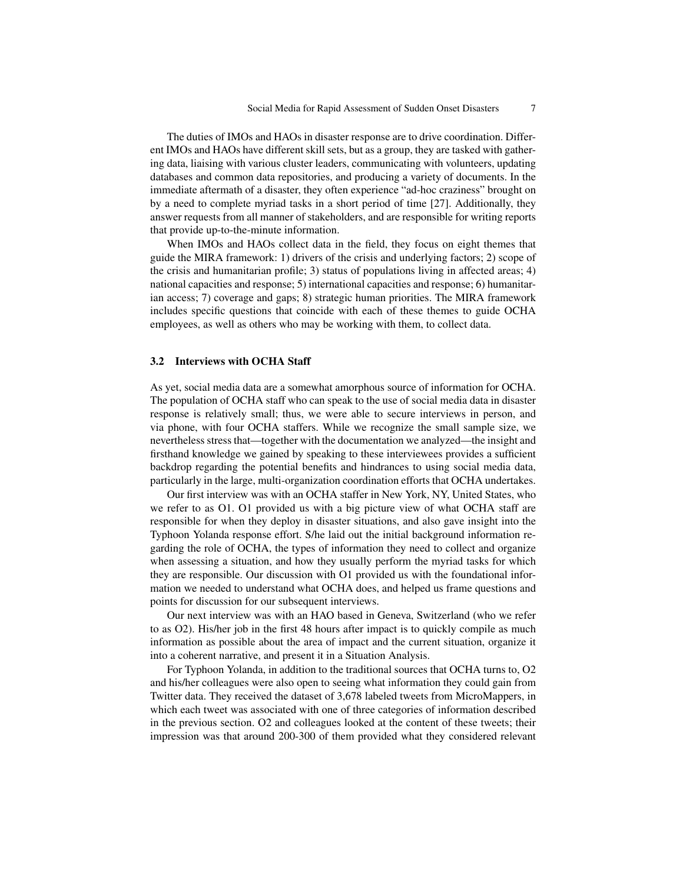The duties of IMOs and HAOs in disaster response are to drive coordination. Different IMOs and HAOs have different skill sets, but as a group, they are tasked with gathering data, liaising with various cluster leaders, communicating with volunteers, updating databases and common data repositories, and producing a variety of documents. In the immediate aftermath of a disaster, they often experience "ad-hoc craziness" brought on by a need to complete myriad tasks in a short period of time [27]. Additionally, they answer requests from all manner of stakeholders, and are responsible for writing reports that provide up-to-the-minute information.

When IMOs and HAOs collect data in the field, they focus on eight themes that guide the MIRA framework: 1) drivers of the crisis and underlying factors; 2) scope of the crisis and humanitarian profile; 3) status of populations living in affected areas; 4) national capacities and response; 5) international capacities and response; 6) humanitarian access; 7) coverage and gaps; 8) strategic human priorities. The MIRA framework includes specific questions that coincide with each of these themes to guide OCHA employees, as well as others who may be working with them, to collect data.

### 3.2 Interviews with OCHA Staff

As yet, social media data are a somewhat amorphous source of information for OCHA. The population of OCHA staff who can speak to the use of social media data in disaster response is relatively small; thus, we were able to secure interviews in person, and via phone, with four OCHA staffers. While we recognize the small sample size, we nevertheless stress that—together with the documentation we analyzed—the insight and firsthand knowledge we gained by speaking to these interviewees provides a sufficient backdrop regarding the potential benefits and hindrances to using social media data, particularly in the large, multi-organization coordination efforts that OCHA undertakes.

Our first interview was with an OCHA staffer in New York, NY, United States, who we refer to as O1. O1 provided us with a big picture view of what OCHA staff are responsible for when they deploy in disaster situations, and also gave insight into the Typhoon Yolanda response effort. S/he laid out the initial background information regarding the role of OCHA, the types of information they need to collect and organize when assessing a situation, and how they usually perform the myriad tasks for which they are responsible. Our discussion with O1 provided us with the foundational information we needed to understand what OCHA does, and helped us frame questions and points for discussion for our subsequent interviews.

Our next interview was with an HAO based in Geneva, Switzerland (who we refer to as O2). His/her job in the first 48 hours after impact is to quickly compile as much information as possible about the area of impact and the current situation, organize it into a coherent narrative, and present it in a Situation Analysis.

For Typhoon Yolanda, in addition to the traditional sources that OCHA turns to, O2 and his/her colleagues were also open to seeing what information they could gain from Twitter data. They received the dataset of 3,678 labeled tweets from MicroMappers, in which each tweet was associated with one of three categories of information described in the previous section. O2 and colleagues looked at the content of these tweets; their impression was that around 200-300 of them provided what they considered relevant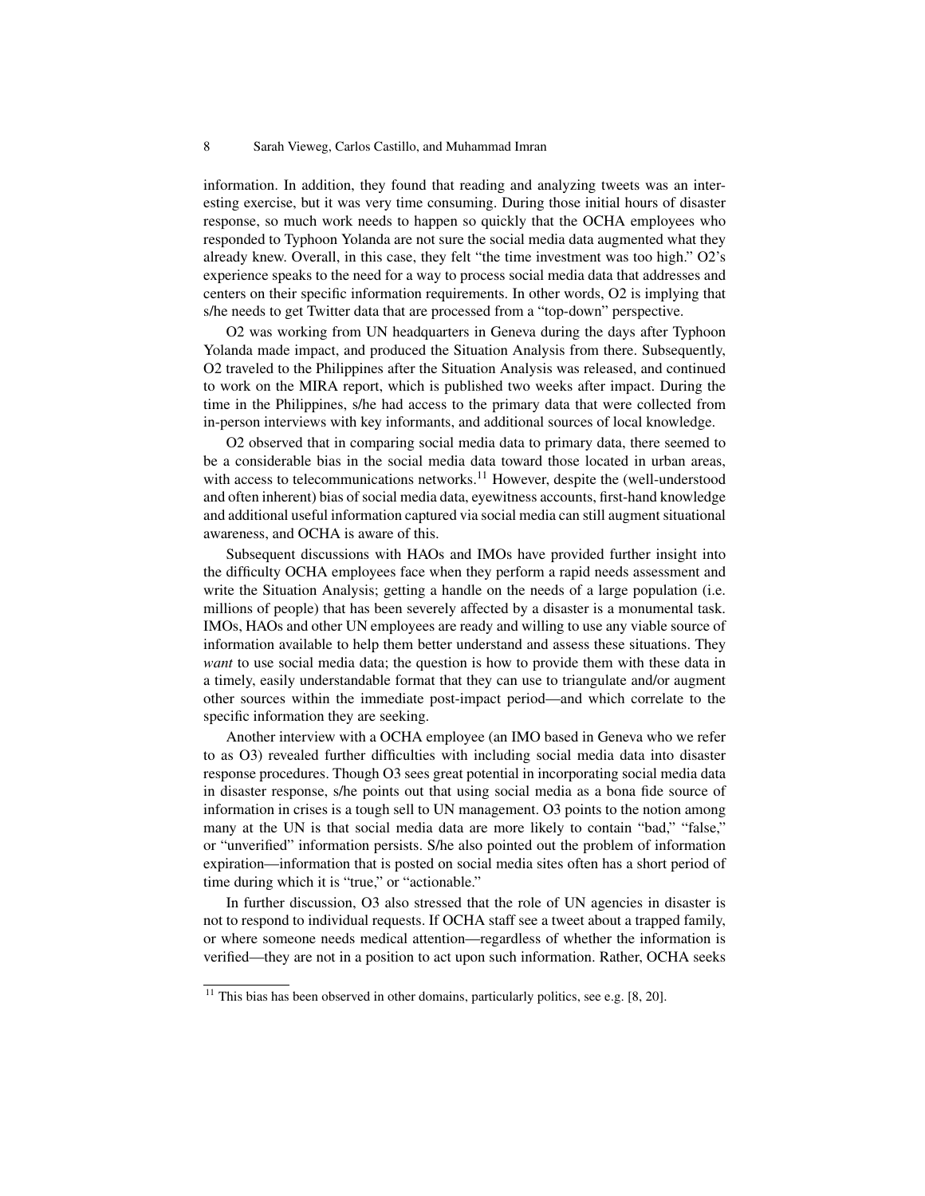information. In addition, they found that reading and analyzing tweets was an interesting exercise, but it was very time consuming. During those initial hours of disaster response, so much work needs to happen so quickly that the OCHA employees who responded to Typhoon Yolanda are not sure the social media data augmented what they already knew. Overall, in this case, they felt "the time investment was too high." O2's experience speaks to the need for a way to process social media data that addresses and centers on their specific information requirements. In other words, O2 is implying that s/he needs to get Twitter data that are processed from a "top-down" perspective.

O2 was working from UN headquarters in Geneva during the days after Typhoon Yolanda made impact, and produced the Situation Analysis from there. Subsequently, O2 traveled to the Philippines after the Situation Analysis was released, and continued to work on the MIRA report, which is published two weeks after impact. During the time in the Philippines, s/he had access to the primary data that were collected from in-person interviews with key informants, and additional sources of local knowledge.

O2 observed that in comparing social media data to primary data, there seemed to be a considerable bias in the social media data toward those located in urban areas, with access to telecommunications networks.[11] However, despite the (well-understood and often inherent) bias of social media data, eyewitness accounts, first-hand knowledge and additional useful information captured via social media can still augment situational awareness, and OCHA is aware of this.

Subsequent discussions with HAOs and IMOs have provided further insight into the difficulty OCHA employees face when they perform a rapid needs assessment and write the Situation Analysis; getting a handle on the needs of a large population (i.e. millions of people) that has been severely affected by a disaster is a monumental task. IMOs, HAOs and other UN employees are ready and willing to use any viable source of information available to help them better understand and assess these situations. They *want* to use social media data; the question is how to provide them with these data in a timely, easily understandable format that they can use to triangulate and/or augment other sources within the immediate post-impact period—and which correlate to the specific information they are seeking.

Another interview with a OCHA employee (an IMO based in Geneva who we refer to as O3) revealed further difficulties with including social media data into disaster response procedures. Though O3 sees great potential in incorporating social media data in disaster response, s/he points out that using social media as a bona fide source of information in crises is a tough sell to UN management. O3 points to the notion among many at the UN is that social media data are more likely to contain "bad," "false," or "unverified" information persists. S/he also pointed out the problem of information expiration—information that is posted on social media sites often has a short period of time during which it is "true," or "actionable."

In further discussion, O3 also stressed that the role of UN agencies in disaster is not to respond to individual requests. If OCHA staff see a tweet about a trapped family, or where someone needs medical attention—regardless of whether the information is verified—they are not in a position to act upon such information. Rather, OCHA seeks

[11] This bias has been observed in other domains, particularly politics, see e.g. [8, 20].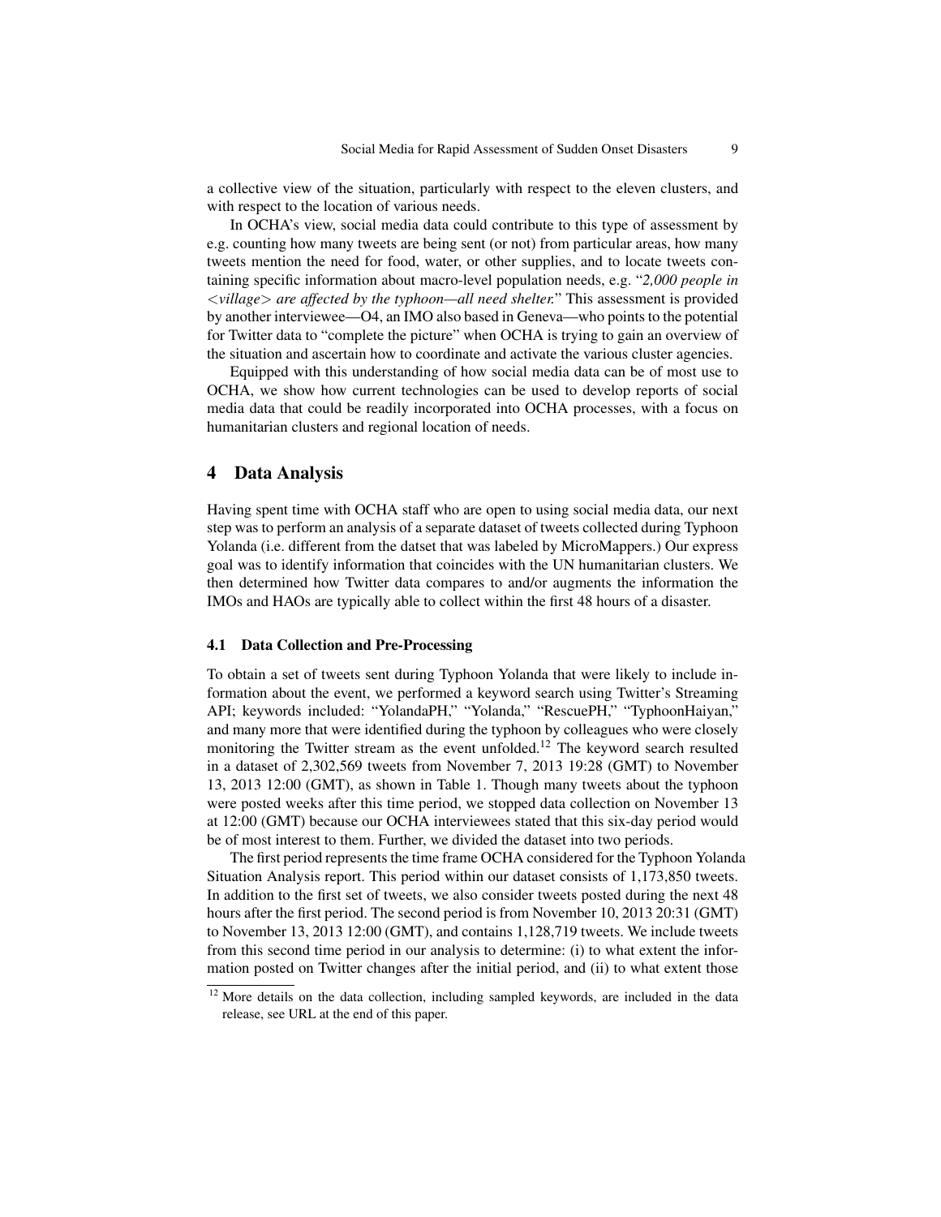a collective view of the situation, particularly with respect to the eleven clusters, and with respect to the location of various needs.

In OCHA's view, social media data could contribute to this type of assessment by e.g. counting how many tweets are being sent (or not) from particular areas, how many tweets mention the need for food, water, or other supplies, and to locate tweets containing specific information about macro-level population needs, e.g. "*2,000 people in <village> are affected by the typhoon—all need shelter.*" This assessment is provided by another interviewee—O4, an IMO also based in Geneva—who points to the potential for Twitter data to "complete the picture" when OCHA is trying to gain an overview of the situation and ascertain how to coordinate and activate the various cluster agencies.

Equipped with this understanding of how social media data can be of most use to OCHA, we show how current technologies can be used to develop reports of social media data that could be readily incorporated into OCHA processes, with a focus on humanitarian clusters and regional location of needs.

## 4 Data Analysis

Having spent time with OCHA staff who are open to using social media data, our next step was to perform an analysis of a separate dataset of tweets collected during Typhoon Yolanda (i.e. different from the datset that was labeled by MicroMappers.) Our express goal was to identify information that coincides with the UN humanitarian clusters. We then determined how Twitter data compares to and/or augments the information the IMOs and HAOs are typically able to collect within the first 48 hours of a disaster.

### 4.1 Data Collection and Pre-Processing

To obtain a set of tweets sent during Typhoon Yolanda that were likely to include information about the event, we performed a keyword search using Twitter's Streaming API; keywords included: "YolandaPH," "Yolanda," "RescuePH," "TyphoonHaiyan," and many more that were identified during the typhoon by colleagues who were closely monitoring the Twitter stream as the event unfolded.[12] The keyword search resulted in a dataset of 2,302,569 tweets from November 7, 2013 19:28 (GMT) to November 13, 2013 12:00 (GMT), as shown in Table 1. Though many tweets about the typhoon were posted weeks after this time period, we stopped data collection on November 13 at 12:00 (GMT) because our OCHA interviewees stated that this six-day period would be of most interest to them. Further, we divided the dataset into two periods.

The first period represents the time frame OCHA considered for the Typhoon Yolanda Situation Analysis report. This period within our dataset consists of 1,173,850 tweets. In addition to the first set of tweets, we also consider tweets posted during the next 48 hours after the first period. The second period is from November 10, 2013 20:31 (GMT) to November 13, 2013 12:00 (GMT), and contains 1,128,719 tweets. We include tweets from this second time period in our analysis to determine: (i) to what extent the information posted on Twitter changes after the initial period, and (ii) to what extent those

[12] More details on the data collection, including sampled keywords, are included in the data release, see URL at the end of this paper.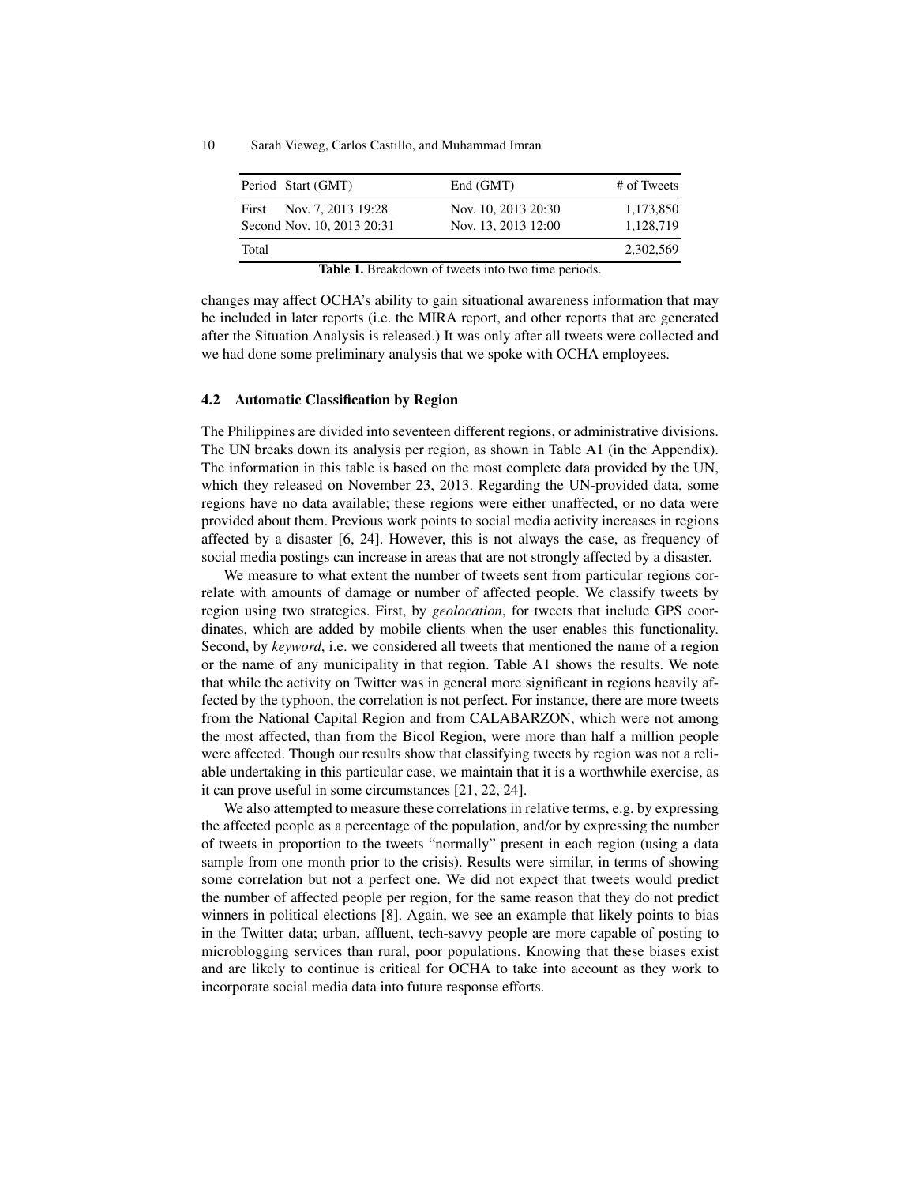| Period | Start (GMT) | End (GMT) | # of Tweets |
|---|---|---|---|
| First | Nov. 7, 2013 19:28 | Nov. 10, 2013 20:30 | 1,173,850 |
| Second | Nov. 10, 2013 20:31 | Nov. 13, 2013 12:00 | 1,128,719 |
| Total | | | 2,302,569 |

**Table 1.** Breakdown of tweets into two time periods.

changes may affect OCHA's ability to gain situational awareness information that may be included in later reports (i.e. the MIRA report, and other reports that are generated after the Situation Analysis is released.) It was only after all tweets were collected and we had done some preliminary analysis that we spoke with OCHA employees.

### 4.2 Automatic Classification by Region

The Philippines are divided into seventeen different regions, or administrative divisions. The UN breaks down its analysis per region, as shown in Table A1 (in the Appendix). The information in this table is based on the most complete data provided by the UN, which they released on November 23, 2013. Regarding the UN-provided data, some regions have no data available; these regions were either unaffected, or no data were provided about them. Previous work points to social media activity increases in regions affected by a disaster [6, 24]. However, this is not always the case, as frequency of social media postings can increase in areas that are not strongly affected by a disaster.

We measure to what extent the number of tweets sent from particular regions correlate with amounts of damage or number of affected people. We classify tweets by region using two strategies. First, by *geolocation*, for tweets that include GPS coordinates, which are added by mobile clients when the user enables this functionality. Second, by *keyword*, i.e. we considered all tweets that mentioned the name of a region or the name of any municipality in that region. Table A1 shows the results. We note that while the activity on Twitter was in general more significant in regions heavily affected by the typhoon, the correlation is not perfect. For instance, there are more tweets from the National Capital Region and from CALABARZON, which were not among the most affected, than from the Bicol Region, were more than half a million people were affected. Though our results show that classifying tweets by region was not a reliable undertaking in this particular case, we maintain that it is a worthwhile exercise, as it can prove useful in some circumstances [21, 22, 24].

We also attempted to measure these correlations in relative terms, e.g. by expressing the affected people as a percentage of the population, and/or by expressing the number of tweets in proportion to the tweets "normally" present in each region (using a data sample from one month prior to the crisis). Results were similar, in terms of showing some correlation but not a perfect one. We did not expect that tweets would predict the number of affected people per region, for the same reason that they do not predict winners in political elections [8]. Again, we see an example that likely points to bias in the Twitter data; urban, affluent, tech-savvy people are more capable of posting to microblogging services than rural, poor populations. Knowing that these biases exist and are likely to continue is critical for OCHA to take into account as they work to incorporate social media data into future response efforts.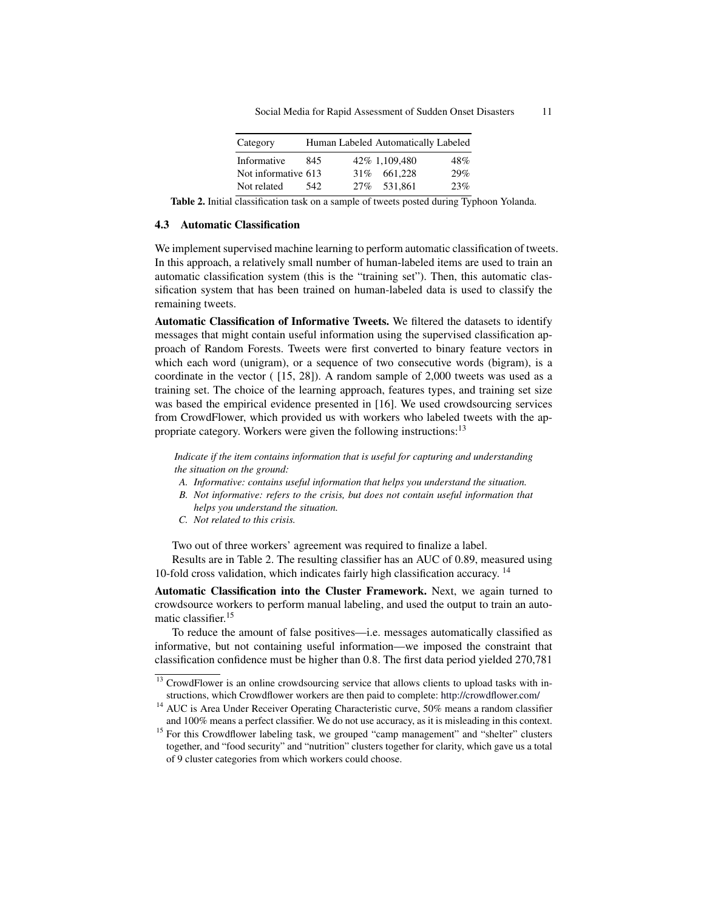| Category | Human Labeled | | Automatically Labeled | |
|---|---|---|---|---|
| Informative | 845 | 42% | 1,109,480 | 48% |
| Not informative | 613 | 31% | 661,228 | 29% |
| Not related | 542 | 27% | 531,861 | 23% |

**Table 2.** Initial classification task on a sample of tweets posted during Typhoon Yolanda.

### 4.3 Automatic Classification

We implement supervised machine learning to perform automatic classification of tweets. In this approach, a relatively small number of human-labeled items are used to train an automatic classification system (this is the "training set"). Then, this automatic classification system that has been trained on human-labeled data is used to classify the remaining tweets.

**Automatic Classification of Informative Tweets.** We filtered the datasets to identify messages that might contain useful information using the supervised classification approach of Random Forests. Tweets were first converted to binary feature vectors in which each word (unigram), or a sequence of two consecutive words (bigram), is a coordinate in the vector ( [15, 28]). A random sample of 2,000 tweets was used as a training set. The choice of the learning approach, features types, and training set size was based the empirical evidence presented in [16]. We used crowdsourcing services from CrowdFlower, which provided us with workers who labeled tweets with the appropriate category. Workers were given the following instructions:[13]

> *Indicate if the item contains information that is useful for capturing and understanding the situation on the ground:*
> - *A. Informative: contains useful information that helps you understand the situation.*
> - *B. Not informative: refers to the crisis, but does not contain useful information that helps you understand the situation.*
> - *C. Not related to this crisis.*

Two out of three workers' agreement was required to finalize a label.

Results are in Table 2. The resulting classifier has an AUC of 0.89, measured using 10-fold cross validation, which indicates fairly high classification accuracy. [14]

**Automatic Classification into the Cluster Framework.** Next, we again turned to crowdsource workers to perform manual labeling, and used the output to train an automatic classifier.[15]

To reduce the amount of false positives—i.e. messages automatically classified as informative, but not containing useful information—we imposed the constraint that classification confidence must be higher than 0.8. The first data period yielded 270,781

---

[13] CrowdFlower is an online crowdsourcing service that allows clients to upload tasks with instructions, which Crowdflower workers are then paid to complete: http://crowdflower.com/

[14] AUC is Area Under Receiver Operating Characteristic curve, 50% means a random classifier and 100% means a perfect classifier. We do not use accuracy, as it is misleading in this context.

[15] For this Crowdflower labeling task, we grouped "camp management" and "shelter" clusters together, and "food security" and "nutrition" clusters together for clarity, which gave us a total of 9 cluster categories from which workers could choose.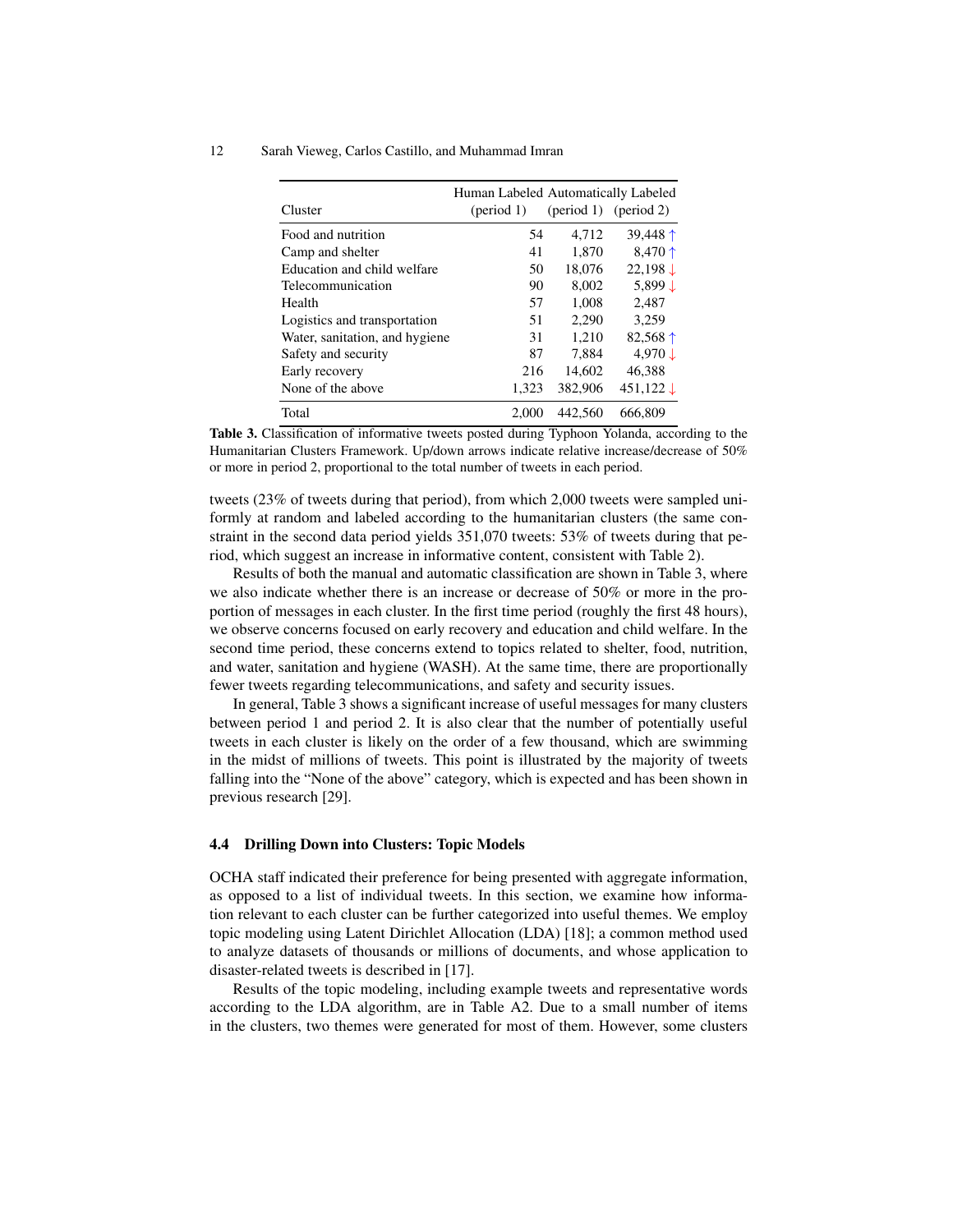| Cluster | Human Labeled (period 1) | Automatically Labeled (period 1) | (period 2) |
|---|---|---|---|
| Food and nutrition | 54 | 4,712 | 39,448 ↑ |
| Camp and shelter | 41 | 1,870 | 8,470 ↑ |
| Education and child welfare | 50 | 18,076 | 22,198 ↓ |
| Telecommunication | 90 | 8,002 | 5,899 ↓ |
| Health | 57 | 1,008 | 2,487 |
| Logistics and transportation | 51 | 2,290 | 3,259 |
| Water, sanitation, and hygiene | 31 | 1,210 | 82,568 ↑ |
| Safety and security | 87 | 7,884 | 4,970 ↓ |
| Early recovery | 216 | 14,602 | 46,388 |
| None of the above | 1,323 | 382,906 | 451,122 ↓ |
| Total | 2,000 | 442,560 | 666,809 |

**Table 3.** Classification of informative tweets posted during Typhoon Yolanda, according to the Humanitarian Clusters Framework. Up/down arrows indicate relative increase/decrease of 50% or more in period 2, proportional to the total number of tweets in each period.

tweets (23% of tweets during that period), from which 2,000 tweets were sampled uniformly at random and labeled according to the humanitarian clusters (the same constraint in the second data period yields 351,070 tweets: 53% of tweets during that period, which suggest an increase in informative content, consistent with Table 2).

Results of both the manual and automatic classification are shown in Table 3, where we also indicate whether there is an increase or decrease of 50% or more in the proportion of messages in each cluster. In the first time period (roughly the first 48 hours), we observe concerns focused on early recovery and education and child welfare. In the second time period, these concerns extend to topics related to shelter, food, nutrition, and water, sanitation and hygiene (WASH). At the same time, there are proportionally fewer tweets regarding telecommunications, and safety and security issues.

In general, Table 3 shows a significant increase of useful messages for many clusters between period 1 and period 2. It is also clear that the number of potentially useful tweets in each cluster is likely on the order of a few thousand, which are swimming in the midst of millions of tweets. This point is illustrated by the majority of tweets falling into the "None of the above" category, which is expected and has been shown in previous research [29].

### 4.4 Drilling Down into Clusters: Topic Models

OCHA staff indicated their preference for being presented with aggregate information, as opposed to a list of individual tweets. In this section, we examine how information relevant to each cluster can be further categorized into useful themes. We employ topic modeling using Latent Dirichlet Allocation (LDA) [18]; a common method used to analyze datasets of thousands or millions of documents, and whose application to disaster-related tweets is described in [17].

Results of the topic modeling, including example tweets and representative words according to the LDA algorithm, are in Table A2. Due to a small number of items in the clusters, two themes were generated for most of them. However, some clusters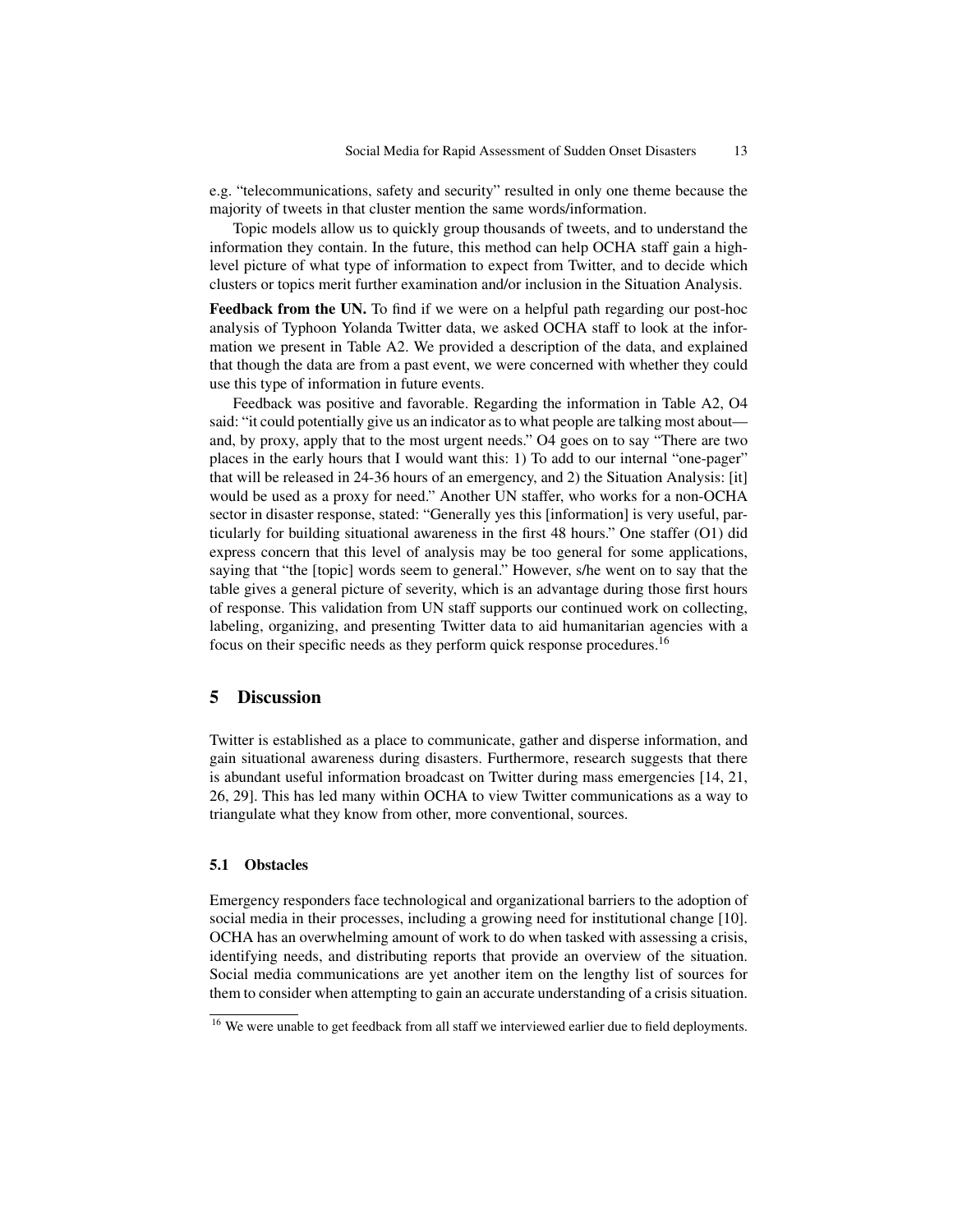e.g. “telecommunications, safety and security” resulted in only one theme because the majority of tweets in that cluster mention the same words/information.

Topic models allow us to quickly group thousands of tweets, and to understand the information they contain. In the future, this method can help OCHA staff gain a high-level picture of what type of information to expect from Twitter, and to decide which clusters or topics merit further examination and/or inclusion in the Situation Analysis.

**Feedback from the UN.** To find if we were on a helpful path regarding our post-hoc analysis of Typhoon Yolanda Twitter data, we asked OCHA staff to look at the information we present in Table A2. We provided a description of the data, and explained that though the data are from a past event, we were concerned with whether they could use this type of information in future events.

Feedback was positive and favorable. Regarding the information in Table A2, O4 said: “it could potentially give us an indicator as to what people are talking most about—and, by proxy, apply that to the most urgent needs.” O4 goes on to say “There are two places in the early hours that I would want this: 1) To add to our internal “one-pager” that will be released in 24-36 hours of an emergency, and 2) the Situation Analysis: [it] would be used as a proxy for need.” Another UN staffer, who works for a non-OCHA sector in disaster response, stated: “Generally yes this [information] is very useful, particularly for building situational awareness in the first 48 hours.” One staffer (O1) did express concern that this level of analysis may be too general for some applications, saying that “the [topic] words seem to general.” However, s/he went on to say that the table gives a general picture of severity, which is an advantage during those first hours of response. This validation from UN staff supports our continued work on collecting, labeling, organizing, and presenting Twitter data to aid humanitarian agencies with a focus on their specific needs as they perform quick response procedures.[16]

## 5 Discussion

Twitter is established as a place to communicate, gather and disperse information, and gain situational awareness during disasters. Furthermore, research suggests that there is abundant useful information broadcast on Twitter during mass emergencies [14, 21, 26, 29]. This has led many within OCHA to view Twitter communications as a way to triangulate what they know from other, more conventional, sources.

### 5.1 Obstacles

Emergency responders face technological and organizational barriers to the adoption of social media in their processes, including a growing need for institutional change [10]. OCHA has an overwhelming amount of work to do when tasked with assessing a crisis, identifying needs, and distributing reports that provide an overview of the situation. Social media communications are yet another item on the lengthy list of sources for them to consider when attempting to gain an accurate understanding of a crisis situation.

[16] We were unable to get feedback from all staff we interviewed earlier due to field deployments.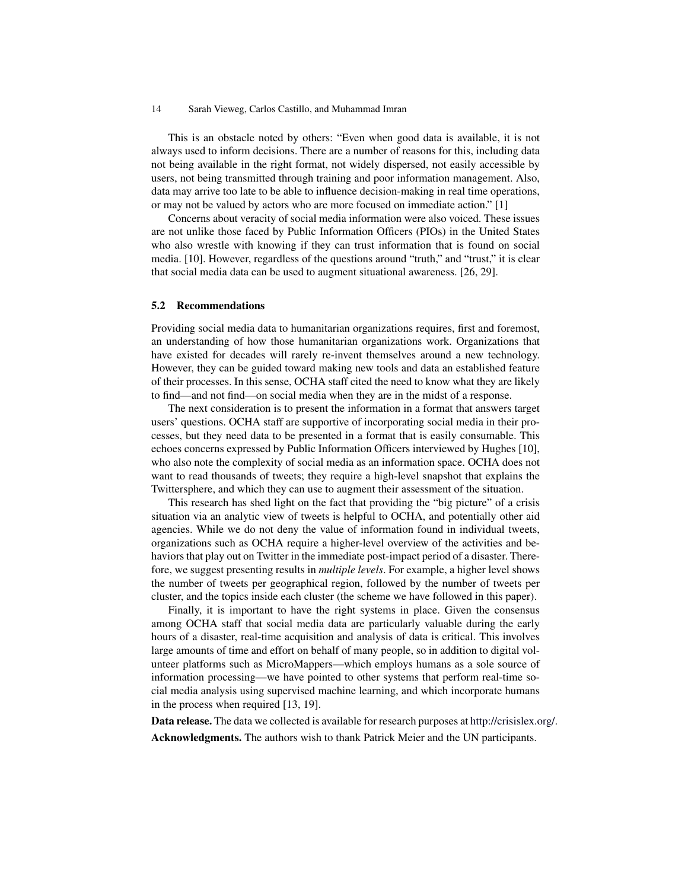This is an obstacle noted by others: "Even when good data is available, it is not always used to inform decisions. There are a number of reasons for this, including data not being available in the right format, not widely dispersed, not easily accessible by users, not being transmitted through training and poor information management. Also, data may arrive too late to be able to influence decision-making in real time operations, or may not be valued by actors who are more focused on immediate action." [1]

Concerns about veracity of social media information were also voiced. These issues are not unlike those faced by Public Information Officers (PIOs) in the United States who also wrestle with knowing if they can trust information that is found on social media. [10]. However, regardless of the questions around "truth," and "trust," it is clear that social media data can be used to augment situational awareness. [26, 29].

### 5.2 Recommendations

Providing social media data to humanitarian organizations requires, first and foremost, an understanding of how those humanitarian organizations work. Organizations that have existed for decades will rarely re-invent themselves around a new technology. However, they can be guided toward making new tools and data an established feature of their processes. In this sense, OCHA staff cited the need to know what they are likely to find—and not find—on social media when they are in the midst of a response.

The next consideration is to present the information in a format that answers target users' questions. OCHA staff are supportive of incorporating social media in their processes, but they need data to be presented in a format that is easily consumable. This echoes concerns expressed by Public Information Officers interviewed by Hughes [10], who also note the complexity of social media as an information space. OCHA does not want to read thousands of tweets; they require a high-level snapshot that explains the Twittersphere, and which they can use to augment their assessment of the situation.

This research has shed light on the fact that providing the "big picture" of a crisis situation via an analytic view of tweets is helpful to OCHA, and potentially other aid agencies. While we do not deny the value of information found in individual tweets, organizations such as OCHA require a higher-level overview of the activities and behaviors that play out on Twitter in the immediate post-impact period of a disaster. Therefore, we suggest presenting results in *multiple levels*. For example, a higher level shows the number of tweets per geographical region, followed by the number of tweets per cluster, and the topics inside each cluster (the scheme we have followed in this paper).

Finally, it is important to have the right systems in place. Given the consensus among OCHA staff that social media data are particularly valuable during the early hours of a disaster, real-time acquisition and analysis of data is critical. This involves large amounts of time and effort on behalf of many people, so in addition to digital volunteer platforms such as MicroMappers—which employs humans as a sole source of information processing—we have pointed to other systems that perform real-time social media analysis using supervised machine learning, and which incorporate humans in the process when required [13, 19].

**Data release.** The data we collected is available for research purposes at http://crisislex.org/.

**Acknowledgments.** The authors wish to thank Patrick Meier and the UN participants.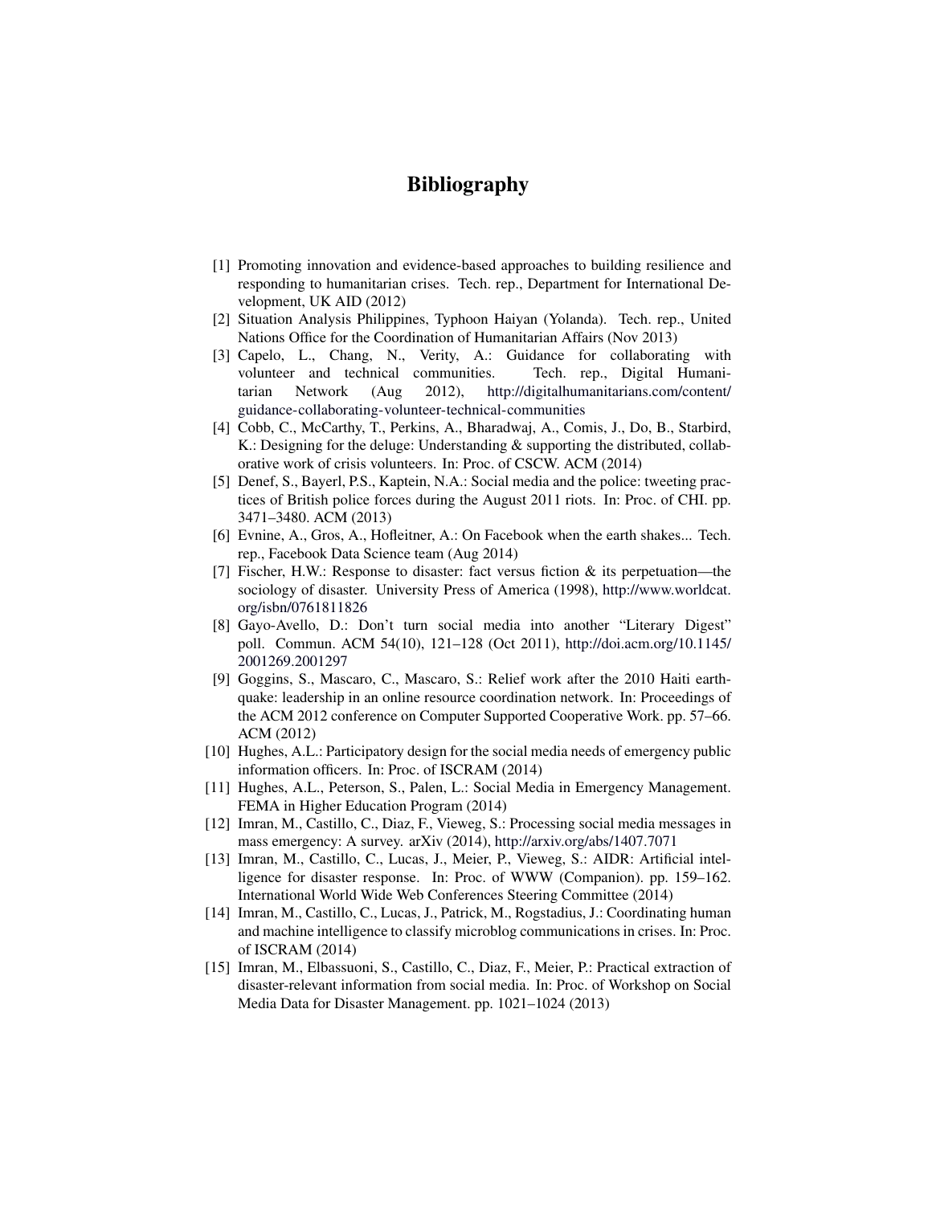# Bibliography

[1] Promoting innovation and evidence-based approaches to building resilience and responding to humanitarian crises. Tech. rep., Department for International Development, UK AID (2012)

[2] Situation Analysis Philippines, Typhoon Haiyan (Yolanda). Tech. rep., United Nations Office for the Coordination of Humanitarian Affairs (Nov 2013)

[3] Capelo, L., Chang, N., Verity, A.: Guidance for collaborating with volunteer and technical communities. Tech. rep., Digital Humanitarian Network (Aug 2012), http://digitalhumanitarians.com/content/guidance-collaborating-volunteer-technical-communities

[4] Cobb, C., McCarthy, T., Perkins, A., Bharadwaj, A., Comis, J., Do, B., Starbird, K.: Designing for the deluge: Understanding & supporting the distributed, collaborative work of crisis volunteers. In: Proc. of CSCW. ACM (2014)

[5] Denef, S., Bayerl, P.S., Kaptein, N.A.: Social media and the police: tweeting practices of British police forces during the August 2011 riots. In: Proc. of CHI. pp. 3471–3480. ACM (2013)

[6] Evnine, A., Gros, A., Hofleitner, A.: On Facebook when the earth shakes... Tech. rep., Facebook Data Science team (Aug 2014)

[7] Fischer, H.W.: Response to disaster: fact versus fiction & its perpetuation—the sociology of disaster. University Press of America (1998), http://www.worldcat.org/isbn/0761811826

[8] Gayo-Avello, D.: Don't turn social media into another "Literary Digest" poll. Commun. ACM 54(10), 121–128 (Oct 2011), http://doi.acm.org/10.1145/2001269.2001297

[9] Goggins, S., Mascaro, C., Mascaro, S.: Relief work after the 2010 Haiti earthquake: leadership in an online resource coordination network. In: Proceedings of the ACM 2012 conference on Computer Supported Cooperative Work. pp. 57–66. ACM (2012)

[10] Hughes, A.L.: Participatory design for the social media needs of emergency public information officers. In: Proc. of ISCRAM (2014)

[11] Hughes, A.L., Peterson, S., Palen, L.: Social Media in Emergency Management. FEMA in Higher Education Program (2014)

[12] Imran, M., Castillo, C., Diaz, F., Vieweg, S.: Processing social media messages in mass emergency: A survey. arXiv (2014), http://arxiv.org/abs/1407.7071

[13] Imran, M., Castillo, C., Lucas, J., Meier, P., Vieweg, S.: AIDR: Artificial intelligence for disaster response. In: Proc. of WWW (Companion). pp. 159–162. International World Wide Web Conferences Steering Committee (2014)

[14] Imran, M., Castillo, C., Lucas, J., Patrick, M., Rogstadius, J.: Coordinating human and machine intelligence to classify microblog communications in crises. In: Proc. of ISCRAM (2014)

[15] Imran, M., Elbassuoni, S., Castillo, C., Diaz, F., Meier, P.: Practical extraction of disaster-relevant information from social media. In: Proc. of Workshop on Social Media Data for Disaster Management. pp. 1021–1024 (2013)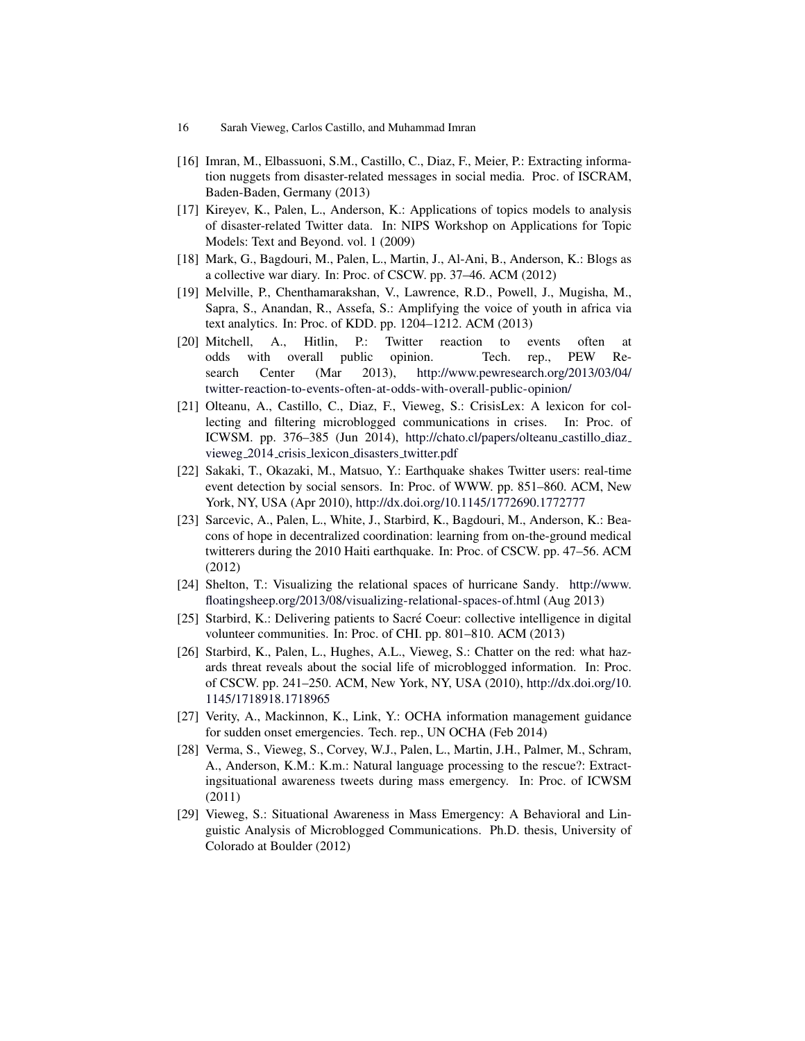[16] Imran, M., Elbassuoni, S.M., Castillo, C., Diaz, F., Meier, P.: Extracting information nuggets from disaster-related messages in social media. Proc. of ISCRAM, Baden-Baden, Germany (2013)

[17] Kireyev, K., Palen, L., Anderson, K.: Applications of topics models to analysis of disaster-related Twitter data. In: NIPS Workshop on Applications for Topic Models: Text and Beyond. vol. 1 (2009)

[18] Mark, G., Bagdouri, M., Palen, L., Martin, J., Al-Ani, B., Anderson, K.: Blogs as a collective war diary. In: Proc. of CSCW. pp. 37–46. ACM (2012)

[19] Melville, P., Chenthamarakshan, V., Lawrence, R.D., Powell, J., Mugisha, M., Sapra, S., Anandan, R., Assefa, S.: Amplifying the voice of youth in africa via text analytics. In: Proc. of KDD. pp. 1204–1212. ACM (2013)

[20] Mitchell, A., Hitlin, P.: Twitter reaction to events often at odds with overall public opinion. Tech. rep., PEW Research Center (Mar 2013), http://www.pewresearch.org/2013/03/04/twitter-reaction-to-events-often-at-odds-with-overall-public-opinion/

[21] Olteanu, A., Castillo, C., Diaz, F., Vieweg, S.: CrisisLex: A lexicon for collecting and filtering microblogged communications in crises. In: Proc. of ICWSM. pp. 376–385 (Jun 2014), http://chato.cl/papers/olteanu_castillo_diaz_vieweg_2014_crisis_lexicon_disasters_twitter.pdf

[22] Sakaki, T., Okazaki, M., Matsuo, Y.: Earthquake shakes Twitter users: real-time event detection by social sensors. In: Proc. of WWW. pp. 851–860. ACM, New York, NY, USA (Apr 2010), http://dx.doi.org/10.1145/1772690.1772777

[23] Sarcevic, A., Palen, L., White, J., Starbird, K., Bagdouri, M., Anderson, K.: Beacons of hope in decentralized coordination: learning from on-the-ground medical twitterers during the 2010 Haiti earthquake. In: Proc. of CSCW. pp. 47–56. ACM (2012)

[24] Shelton, T.: Visualizing the relational spaces of hurricane Sandy. http://www.floatingsheep.org/2013/08/visualizing-relational-spaces-of.html (Aug 2013)

[25] Starbird, K.: Delivering patients to Sacré Coeur: collective intelligence in digital volunteer communities. In: Proc. of CHI. pp. 801–810. ACM (2013)

[26] Starbird, K., Palen, L., Hughes, A.L., Vieweg, S.: Chatter on the red: what hazards threat reveals about the social life of microblogged information. In: Proc. of CSCW. pp. 241–250. ACM, New York, NY, USA (2010), http://dx.doi.org/10.1145/1718918.1718965

[27] Verity, A., Mackinnon, K., Link, Y.: OCHA information management guidance for sudden onset emergencies. Tech. rep., UN OCHA (Feb 2014)

[28] Verma, S., Vieweg, S., Corvey, W.J., Palen, L., Martin, J.H., Palmer, M., Schram, A., Anderson, K.M.: K.m.: Natural language processing to the rescue?: Extractingsituational awareness tweets during mass emergency. In: Proc. of ICWSM (2011)

[29] Vieweg, S.: Situational Awareness in Mass Emergency: A Behavioral and Linguistic Analysis of Microblogged Communications. Ph.D. thesis, University of Colorado at Boulder (2012)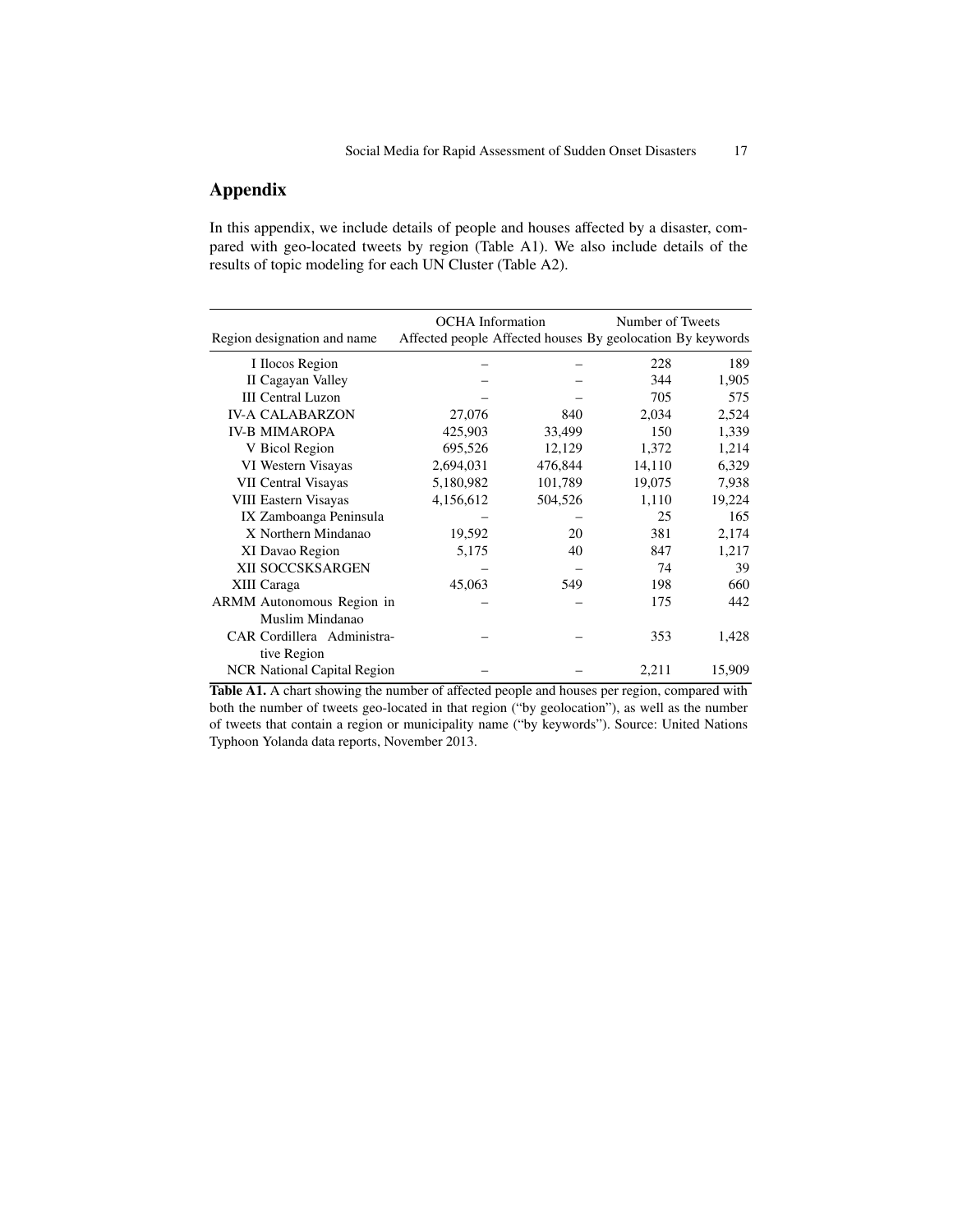## Appendix

In this appendix, we include details of people and houses affected by a disaster, compared with geo-located tweets by region (Table A1). We also include details of the results of topic modeling for each UN Cluster (Table A2).

| Region designation and name | OCHA Information | | Number of Tweets | |
|---|---|---|---|---|
| | Affected people | Affected houses | By geolocation | By keywords |
| I Ilocos Region | – | – | 228 | 189 |
| II Cagayan Valley | – | – | 344 | 1,905 |
| III Central Luzon | – | – | 705 | 575 |
| IV-A CALABARZON | 27,076 | 840 | 2,034 | 2,524 |
| IV-B MIMAROPA | 425,903 | 33,499 | 150 | 1,339 |
| V Bicol Region | 695,526 | 12,129 | 1,372 | 1,214 |
| VI Western Visayas | 2,694,031 | 476,844 | 14,110 | 6,329 |
| VII Central Visayas | 5,180,982 | 101,789 | 19,075 | 7,938 |
| VIII Eastern Visayas | 4,156,612 | 504,526 | 1,110 | 19,224 |
| IX Zamboanga Peninsula | – | – | 25 | 165 |
| X Northern Mindanao | 19,592 | 20 | 381 | 2,174 |
| XI Davao Region | 5,175 | 40 | 847 | 1,217 |
| XII SOCCSKSARGEN | – | – | 74 | 39 |
| XIII Caraga | 45,063 | 549 | 198 | 660 |
| ARMM Autonomous Region in Muslim Mindanao | – | – | 175 | 442 |
| CAR Cordillera Administrative Region | – | – | 353 | 1,428 |
| NCR National Capital Region | – | – | 2,211 | 15,909 |

**Table A1.** A chart showing the number of affected people and houses per region, compared with both the number of tweets geo-located in that region ("by geolocation"), as well as the number of tweets that contain a region or municipality name ("by keywords"). Source: United Nations Typhoon Yolanda data reports, November 2013.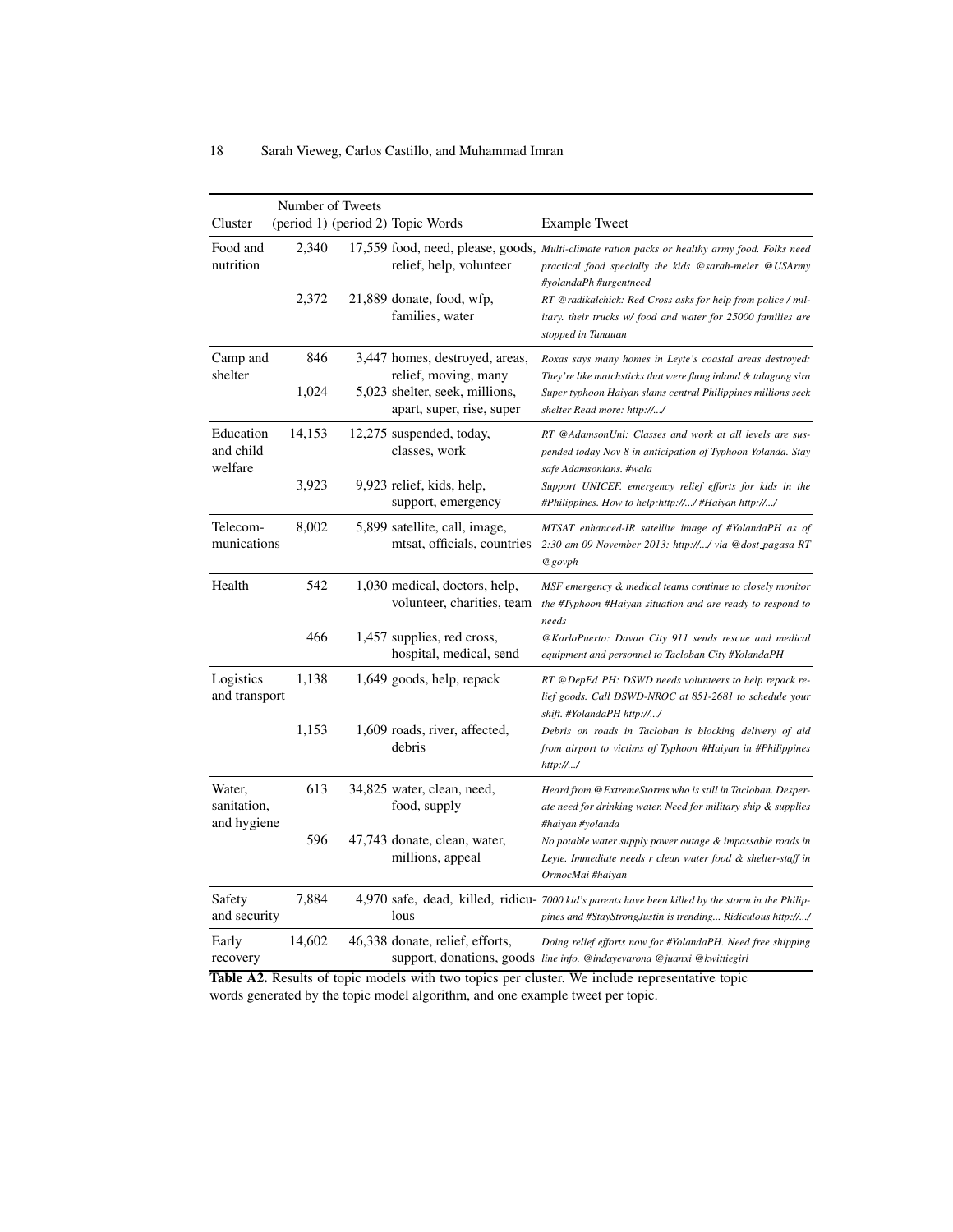| Cluster | Number of Tweets (period 1) | (period 2) | Topic Words | Example Tweet |
|---|---|---|---|---|
| Food and nutrition | 2,340 | 17,559 | food, need, please, goods, relief, help, volunteer | *Multi-climate ration packs or healthy army food. Folks need practical food specially the kids @sarah-meier @USArmy #yolandaPh #urgentneed* |
| | 2,372 | 21,889 | donate, food, wfp, families, water | *RT @radikalchick: Red Cross asks for help from police / military. their trucks w/ food and water for 25000 families are stopped in Tanauan* |
| Camp and shelter | 846 | 3,447 | homes, destroyed, areas, relief, moving, many | *Roxas says many homes in Leyte's coastal areas destroyed: They're like matchsticks that were flung inland & talagang sira* |
| | 1,024 | 5,023 | shelter, seek, millions, apart, super, rise, super | *Super typhoon Haiyan slams central Philippines millions seek shelter Read more: http://.../* |
| Education and child welfare | 14,153 | 12,275 | suspended, today, classes, work | *RT @AdamsonUni: Classes and work at all levels are suspended today Nov 8 in anticipation of Typhoon Yolanda. Stay safe Adamsonians. #wala* |
| | 3,923 | 9,923 | relief, kids, help, support, emergency | *Support UNICEF. emergency relief efforts for kids in the #Philippines. How to help:http://.../ #Haiyan http://.../* |
| Telecommunications | 8,002 | 5,899 | satellite, call, image, mtsat, officials, countries | *MTSAT enhanced-IR satellite image of #YolandaPH as of 2:30 am 09 November 2013: http://.../ via @dost_pagasa RT @govph* |
| Health | 542 | 1,030 | medical, doctors, help, volunteer, charities, team | *MSF emergency & medical teams continue to closely monitor the #Typhoon #Haiyan situation and are ready to respond to needs* |
| | 466 | 1,457 | supplies, red cross, hospital, medical, send | *@KarloPuerto: Davao City 911 sends rescue and medical equipment and personnel to Tacloban City #YolandaPH* |
| Logistics and transport | 1,138 | 1,649 | goods, help, repack | *RT @DepEd_PH: DSWD needs volunteers to help repack relief goods. Call DSWD-NROC at 851-2681 to schedule your shift. #YolandaPH http://.../* |
| | 1,153 | 1,609 | roads, river, affected, debris | *Debris on roads in Tacloban is blocking delivery of aid from airport to victims of Typhoon #Haiyan in #Philippines http://.../* |
| Water, sanitation, and hygiene | 613 | 34,825 | water, clean, need, food, supply | *Heard from @ExtremeStorms who is still in Tacloban. Desperate need for drinking water. Need for military ship & supplies #haiyan #yolanda* |
| | 596 | 47,743 | donate, clean, water, millions, appeal | *No potable water supply power outage & impassable roads in Leyte. Immediate needs r clean water food & shelter-staff in OrmocMai #haiyan* |
| Safety and security | 7,884 | 4,970 | safe, dead, killed, ridiculous | *7000 kid's parents have been killed by the storm in the Philippines and #StayStrongJustin is trending... Ridiculous http://.../* |
| Early recovery | 14,602 | 46,338 | donate, relief, efforts, support, donations, goods | *Doing relief efforts now for #YolandaPH. Need free shipping line info. @indayevarona @juanxi @kwittiegirl* |

**Table A2.** Results of topic models with two topics per cluster. We include representative topic words generated by the topic model algorithm, and one example tweet per topic.